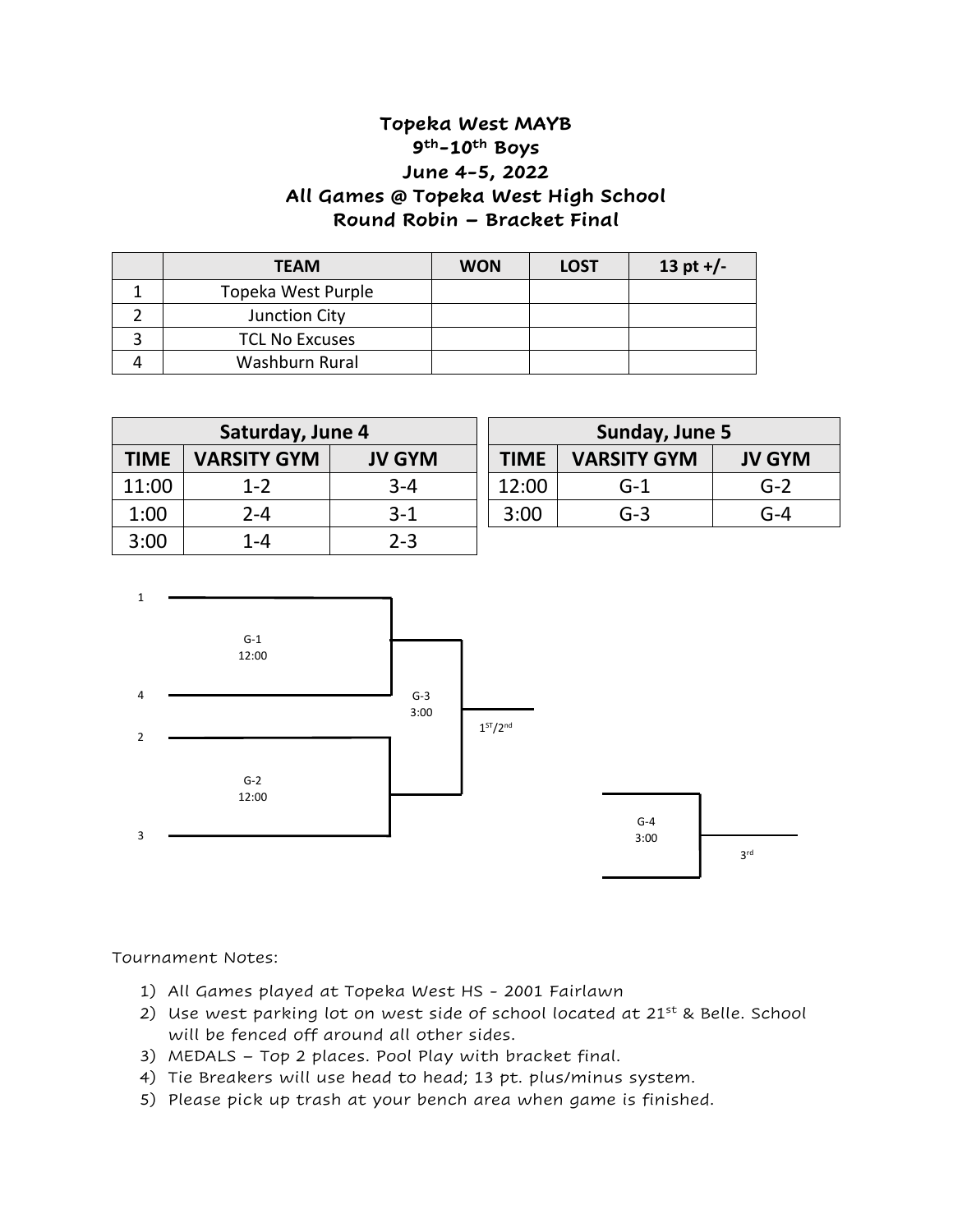# Topeka West MAYB
## 9th-10th Boys
## June 4-5, 2022
## All Games @ Topeka West High School
## Round Robin – Bracket Final

| | TEAM | WON | LOST | 13 pt +/- |
|---|---|---|---|---|
| 1 | Topeka West Purple | | | |
| 2 | Junction City | | | |
| 3 | TCL No Excuses | | | |
| 4 | Washburn Rural | | | |

| Saturday, June 4 | | |
|---|---|---|
| TIME | VARSITY GYM | JV GYM |
| 11:00 | 1-2 | 3-4 |
| 1:00 | 2-4 | 3-1 |
| 3:00 | 1-4 | 2-3 |

| Sunday, June 5 | | |
|---|---|---|
| TIME | VARSITY GYM | JV GYM |
| 12:00 | G-1 | G-2 |
| 3:00 | G-3 | G-4 |

1

G-1
12:00

4

G-3
3:00

1ST/2nd

2

G-2
12:00

3

G-4
3:00

3rd

Tournament Notes:

1) All Games played at Topeka West HS - 2001 Fairlawn
2) Use west parking lot on west side of school located at 21st & Belle. School will be fenced off around all other sides.
3) MEDALS – Top 2 places. Pool Play with bracket final.
4) Tie Breakers will use head to head; 13 pt. plus/minus system.
5) Please pick up trash at your bench area when game is finished.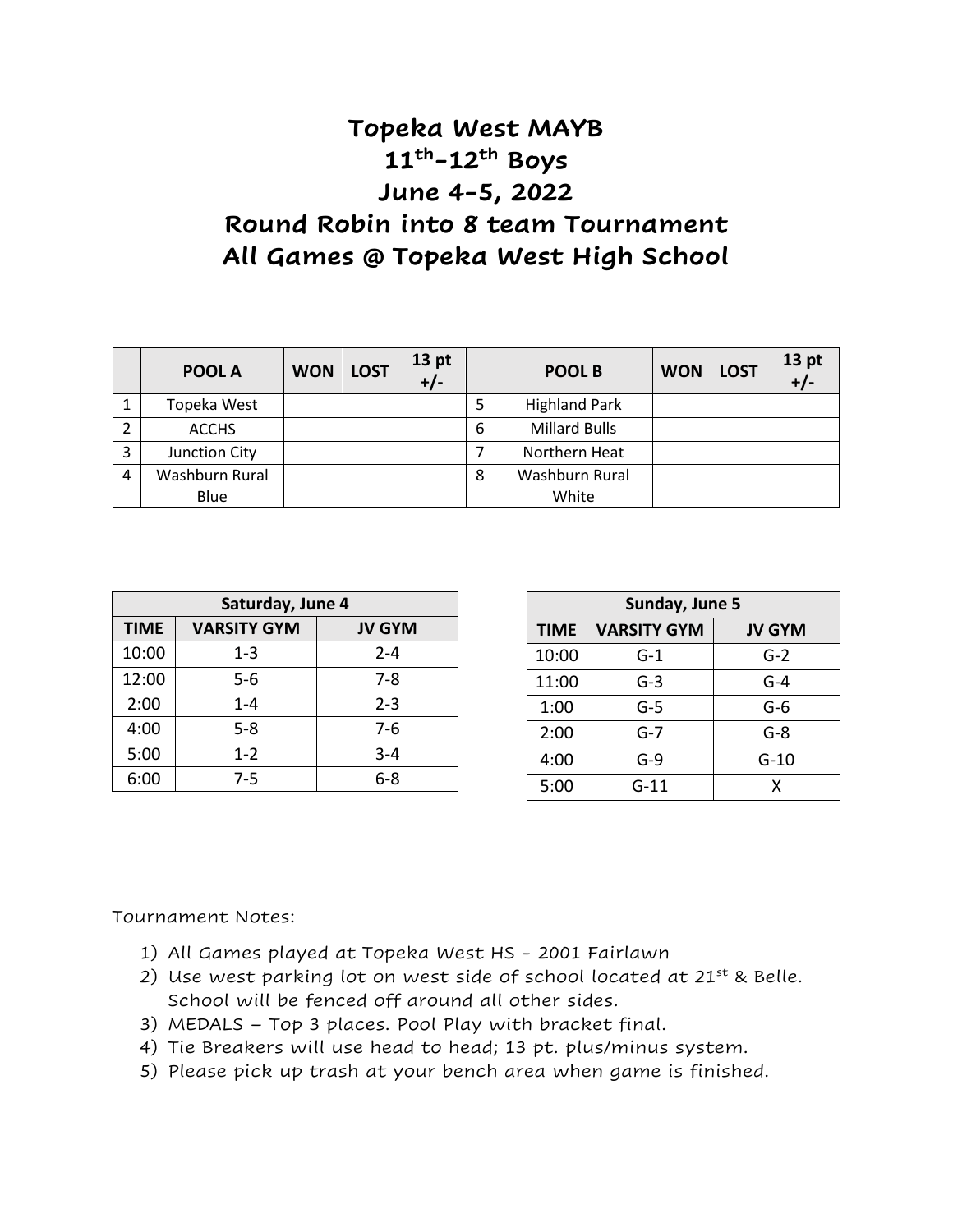# Topeka West MAYB
# $11^{th}$-$12^{th}$ Boys
# June 4-5, 2022
# Round Robin into 8 team Tournament
# All Games @ Topeka West High School

| | POOL A | WON | LOST | 13 pt +/- | | POOL B | WON | LOST | 13 pt +/- |
|---|---|---|---|---|---|---|---|---|---|
| 1 | Topeka West | | | | 5 | Highland Park | | | |
| 2 | ACCHS | | | | 6 | Millard Bulls | | | |
| 3 | Junction City | | | | 7 | Northern Heat | | | |
| 4 | Washburn Rural Blue | | | | 8 | Washburn Rural White | | | |

| Saturday, June 4 | | |
|---|---|---|
| TIME | VARSITY GYM | JV GYM |
| 10:00 | 1-3 | 2-4 |
| 12:00 | 5-6 | 7-8 |
| 2:00 | 1-4 | 2-3 |
| 4:00 | 5-8 | 7-6 |
| 5:00 | 1-2 | 3-4 |
| 6:00 | 7-5 | 6-8 |

| Sunday, June 5 | | |
|---|---|---|
| TIME | VARSITY GYM | JV GYM |
| 10:00 | G-1 | G-2 |
| 11:00 | G-3 | G-4 |
| 1:00 | G-5 | G-6 |
| 2:00 | G-7 | G-8 |
| 4:00 | G-9 | G-10 |
| 5:00 | G-11 | X |

Tournament Notes:

1) All Games played at Topeka West HS - 2001 Fairlawn
2) Use west parking lot on west side of school located at 21st & Belle. School will be fenced off around all other sides.
3) MEDALS – Top 3 places. Pool Play with bracket final.
4) Tie Breakers will use head to head; 13 pt. plus/minus system.
5) Please pick up trash at your bench area when game is finished.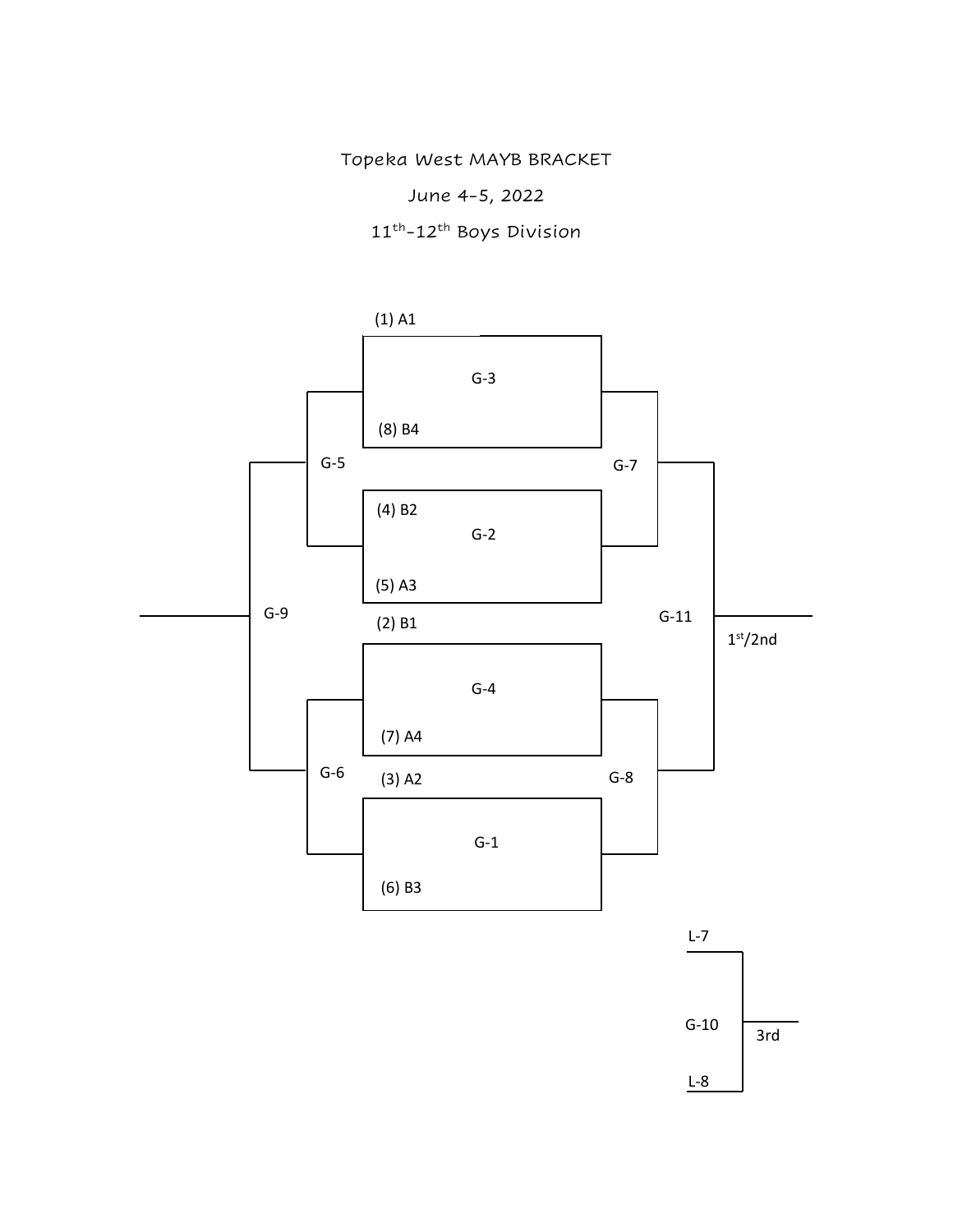Topeka West MAYB BRACKET

June 4-5, 2022

11th-12th Boys Division

(1) A1

G-3

(8) B4

G-5

G-7

(4) B2

G-2

(5) A3

G-9

(2) B1

G-11

1st/2nd

G-4

(7) A4

G-6

(3) A2

G-8

G-1

(6) B3

L-7

G-10

3rd

L-8